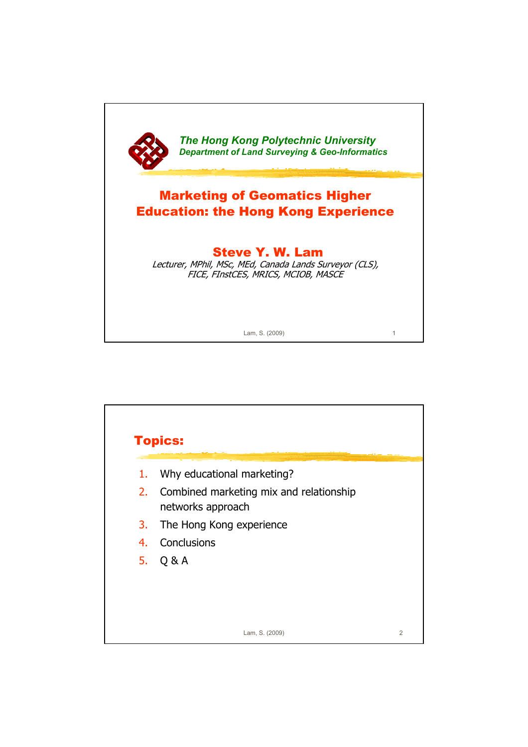**The Hong Kong Polytechnic University**
**Department of Land Surveying & Geo-Informatics**

# Marketing of Geomatics Higher Education: the Hong Kong Experience

## Steve Y. W. Lam

*Lecturer, MPhil, MSc, MEd, Canada Lands Surveyor (CLS), FICE, FInstCES, MRICS, MCIOB, MASCE*

## Topics:

1. Why educational marketing?
2. Combined marketing mix and relationship networks approach
3. The Hong Kong experience
4. Conclusions
5. Q & A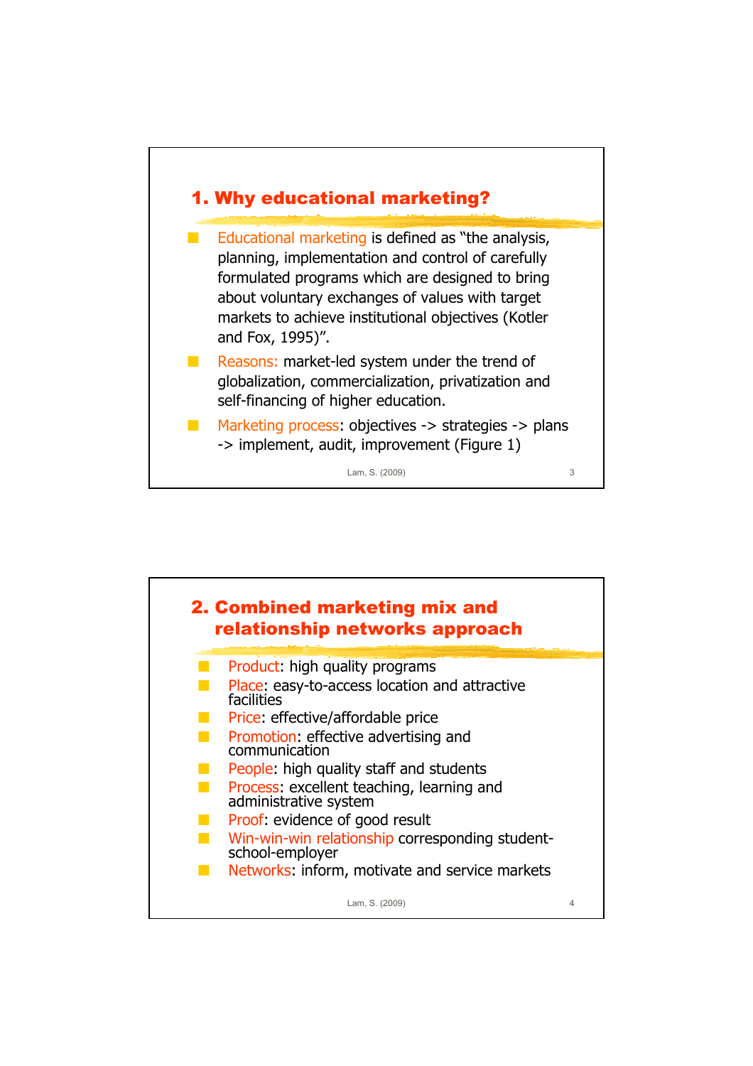## 1. Why educational marketing?

- Educational marketing is defined as "the analysis, planning, implementation and control of carefully formulated programs which are designed to bring about voluntary exchanges of values with target markets to achieve institutional objectives (Kotler and Fox, 1995)".
- Reasons: market-led system under the trend of globalization, commercialization, privatization and self-financing of higher education.
- Marketing process: objectives -> strategies -> plans -> implement, audit, improvement (Figure 1)

## 2. Combined marketing mix and relationship networks approach

- Product: high quality programs
- Place: easy-to-access location and attractive facilities
- Price: effective/affordable price
- Promotion: effective advertising and communication
- People: high quality staff and students
- Process: excellent teaching, learning and administrative system
- Proof: evidence of good result
- Win-win-win relationship corresponding student-school-employer
- Networks: inform, motivate and service markets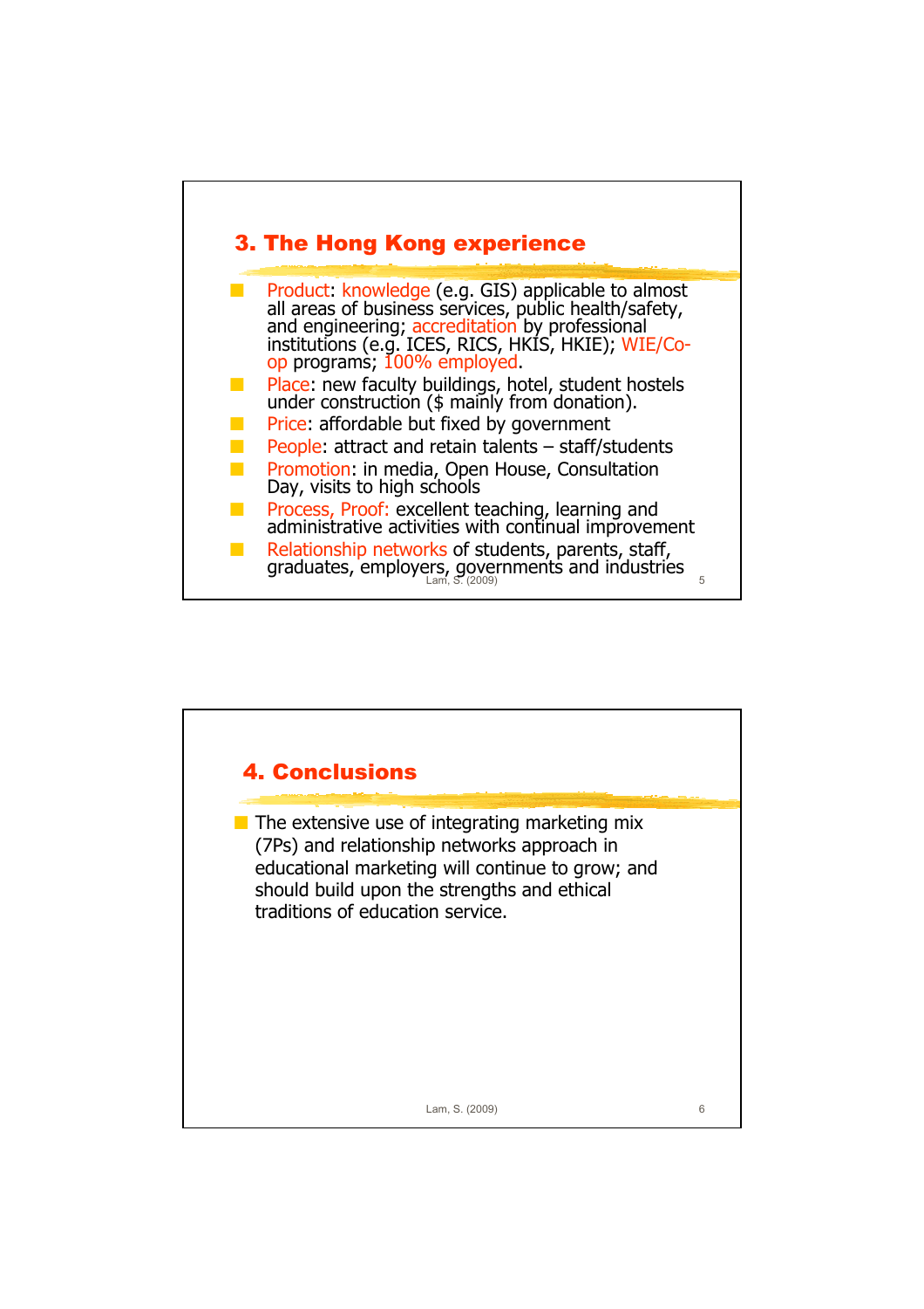## 3. The Hong Kong experience

- Product: knowledge (e.g. GIS) applicable to almost all areas of business services, public health/safety, and engineering; accreditation by professional institutions (e.g. ICES, RICS, HKIS, HKIE); WIE/Co-op programs; 100% employed.
- Place: new faculty buildings, hotel, student hostels under construction ($ mainly from donation).
- Price: affordable but fixed by government
- People: attract and retain talents – staff/students
- Promotion: in media, Open House, Consultation Day, visits to high schools
- Process, Proof: excellent teaching, learning and administrative activities with continual improvement
- Relationship networks of students, parents, staff, graduates, employers, governments and industries

## 4. Conclusions

- The extensive use of integrating marketing mix (7Ps) and relationship networks approach in educational marketing will continue to grow; and should build upon the strengths and ethical traditions of education service.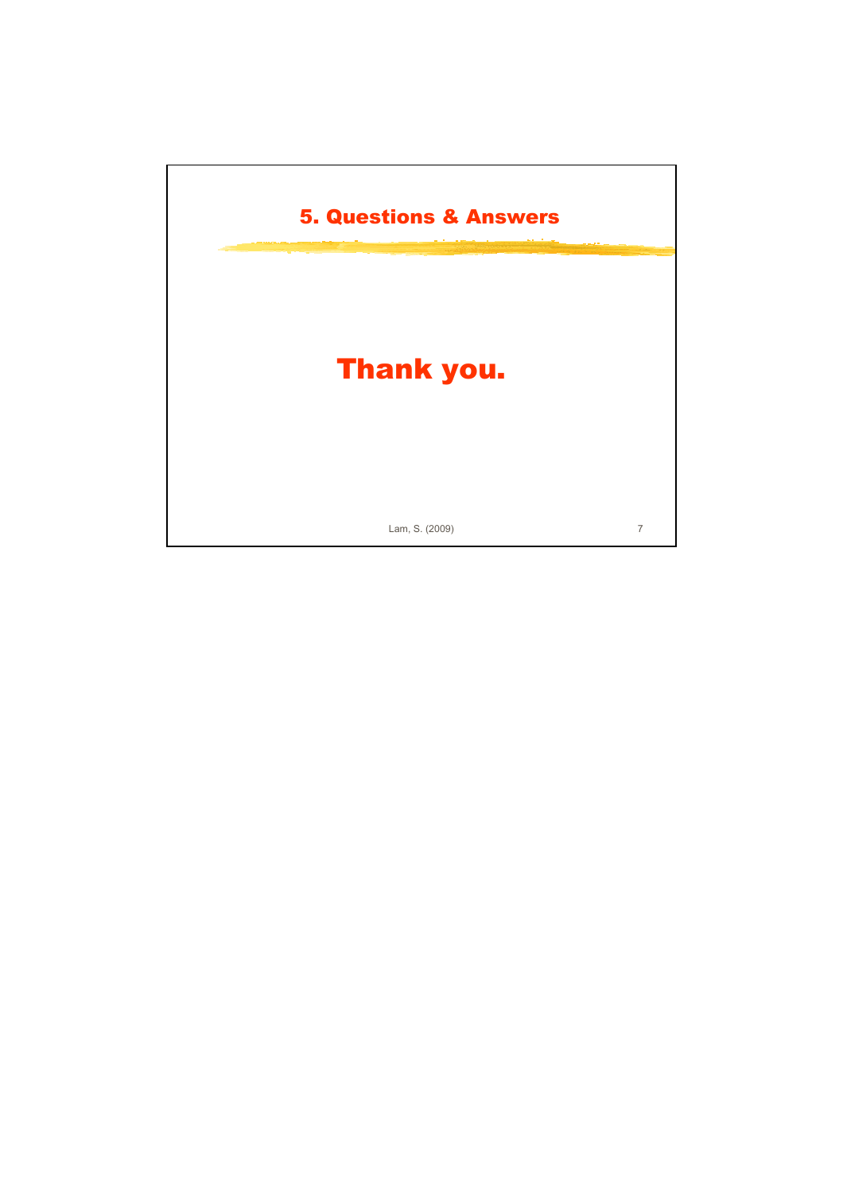## 5. Questions & Answers

**Thank you.**